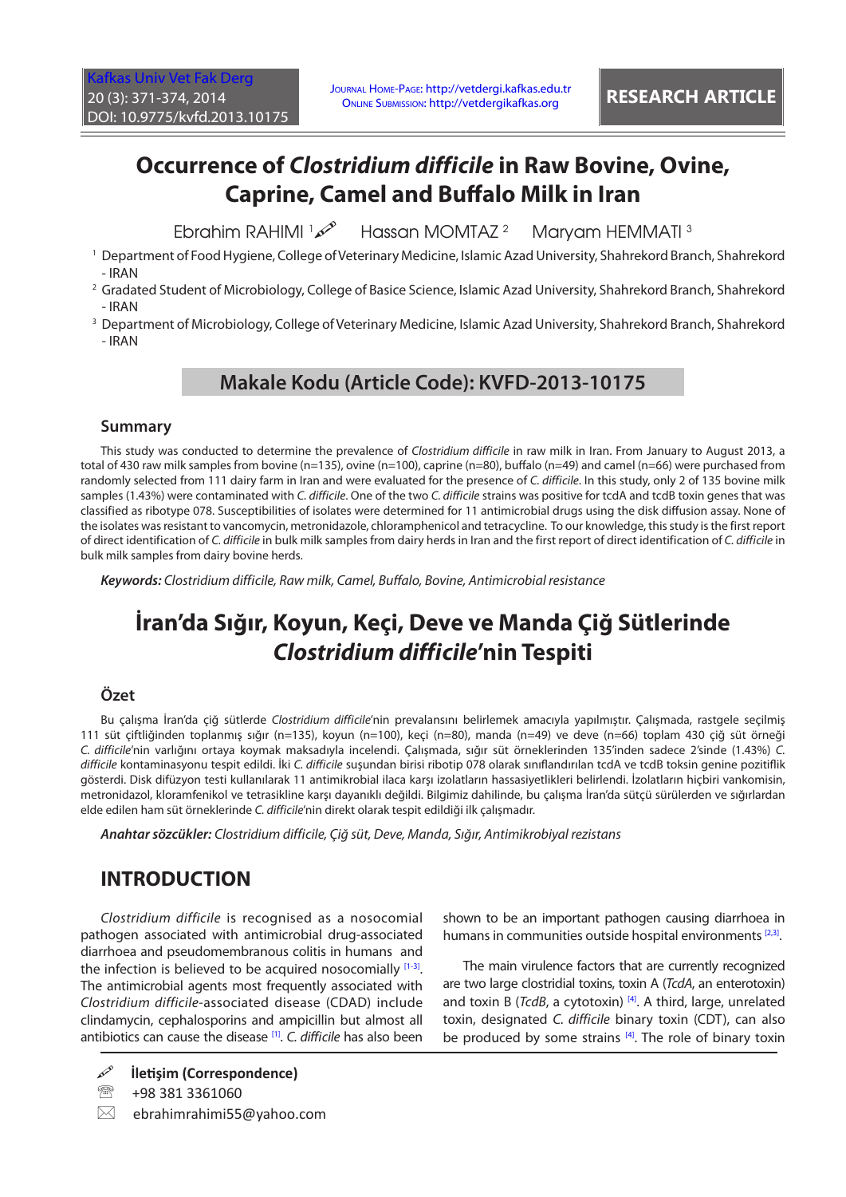# Occurrence of *Clostridium difficile* in Raw Bovine, Ovine, Caprine, Camel and Buffalo Milk in Iran

Ebrahim RAHIMI [1] Hassan MOMTAZ [2] Maryam HEMMATI [3]

[1] Department of Food Hygiene, College of Veterinary Medicine, Islamic Azad University, Shahrekord Branch, Shahrekord - IRAN

[2] Gradated Student of Microbiology, College of Basice Science, Islamic Azad University, Shahrekord Branch, Shahrekord - IRAN

[3] Department of Microbiology, College of Veterinary Medicine, Islamic Azad University, Shahrekord Branch, Shahrekord - IRAN

**Makale Kodu (Article Code): KVFD-2013-10175**

## Summary

This study was conducted to determine the prevalence of *Clostridium difficile* in raw milk in Iran. From January to August 2013, a total of 430 raw milk samples from bovine (n=135), ovine (n=100), caprine (n=80), buffalo (n=49) and camel (n=66) were purchased from randomly selected from 111 dairy farm in Iran and were evaluated for the presence of *C. difficile*. In this study, only 2 of 135 bovine milk samples (1.43%) were contaminated with *C. difficile*. One of the two *C. difficile* strains was positive for tcdA and tcdB toxin genes that was classified as ribotype 078. Susceptibilities of isolates were determined for 11 antimicrobial drugs using the disk diffusion assay. None of the isolates was resistant to vancomycin, metronidazole, chloramphenicol and tetracycline. To our knowledge, this study is the first report of direct identification of *C. difficile* in bulk milk samples from dairy herds in Iran and the first report of direct identification of *C. difficile* in bulk milk samples from dairy bovine herds.

***Keywords:*** *Clostridium difficile, Raw milk, Camel, Buffalo, Bovine, Antimicrobial resistance*

# İran'da Sığır, Koyun, Keçi, Deve ve Manda Çiğ Sütlerinde *Clostridium difficile*'nin Tespiti

## Özet

Bu çalışma İran'da çiğ sütlerde *Clostridium difficile*'nin prevalansını belirlemek amacıyla yapılmıştır. Çalışmada, rastgele seçilmiş 111 süt çiftliğinden toplanmış sığır (n=135), koyun (n=100), keçi (n=80), manda (n=49) ve deve (n=66) toplam 430 çiğ süt örneği *C. difficile*'nin varlığını ortaya koymak maksadıyla incelendi. Çalışmada, sığır süt örneklerinden 135'inden sadece 2'sinde (1.43%) *C. difficile* kontaminasyonu tespit edildi. İki *C. difficile* suşundan birisi ribotip 078 olarak sınıflandırılan tcdA ve tcdB toksin genine pozitiflik gösterdi. Disk difüzyon testi kullanılarak 11 antimikrobial ilaca karşı izolatların hassasiyetlikleri belirlendi. İzolatların hiçbiri vankomisin, metronidazol, kloramfenikol ve tetrasikline karşı dayanıklı değildi. Bilgimiz dahilinde, bu çalışma İran'da sütçü sürülerden ve sığırlardan elde edilen ham süt örneklerinde *C. difficile*'nin direkt olarak tespit edildiği ilk çalışmadır.

***Anahtar sözcükler:*** *Clostridium difficile, Çiğ süt, Deve, Manda, Sığır, Antimikrobiyal rezistans*

## INTRODUCTION

*Clostridium difficile* is recognised as a nosocomial pathogen associated with antimicrobial drug-associated diarrhoea and pseudomembranous colitis in humans and the infection is believed to be acquired nosocomially [1-3]. The antimicrobial agents most frequently associated with *Clostridium difficile*-associated disease (CDAD) include clindamycin, cephalosporins and ampicillin but almost all antibiotics can cause the disease [1]. *C. difficile* has also been shown to be an important pathogen causing diarrhoea in humans in communities outside hospital environments [2,3].

The main virulence factors that are currently recognized are two large clostridial toxins, toxin A (*TcdA*, an enterotoxin) and toxin B (*TcdB*, a cytotoxin) [4]. A third, large, unrelated toxin, designated *C. difficile* binary toxin (CDT), can also be produced by some strains [4]. The role of binary toxin

**İletişim (Correspondence)**

+98 381 3361060

ebrahimrahimi55@yahoo.com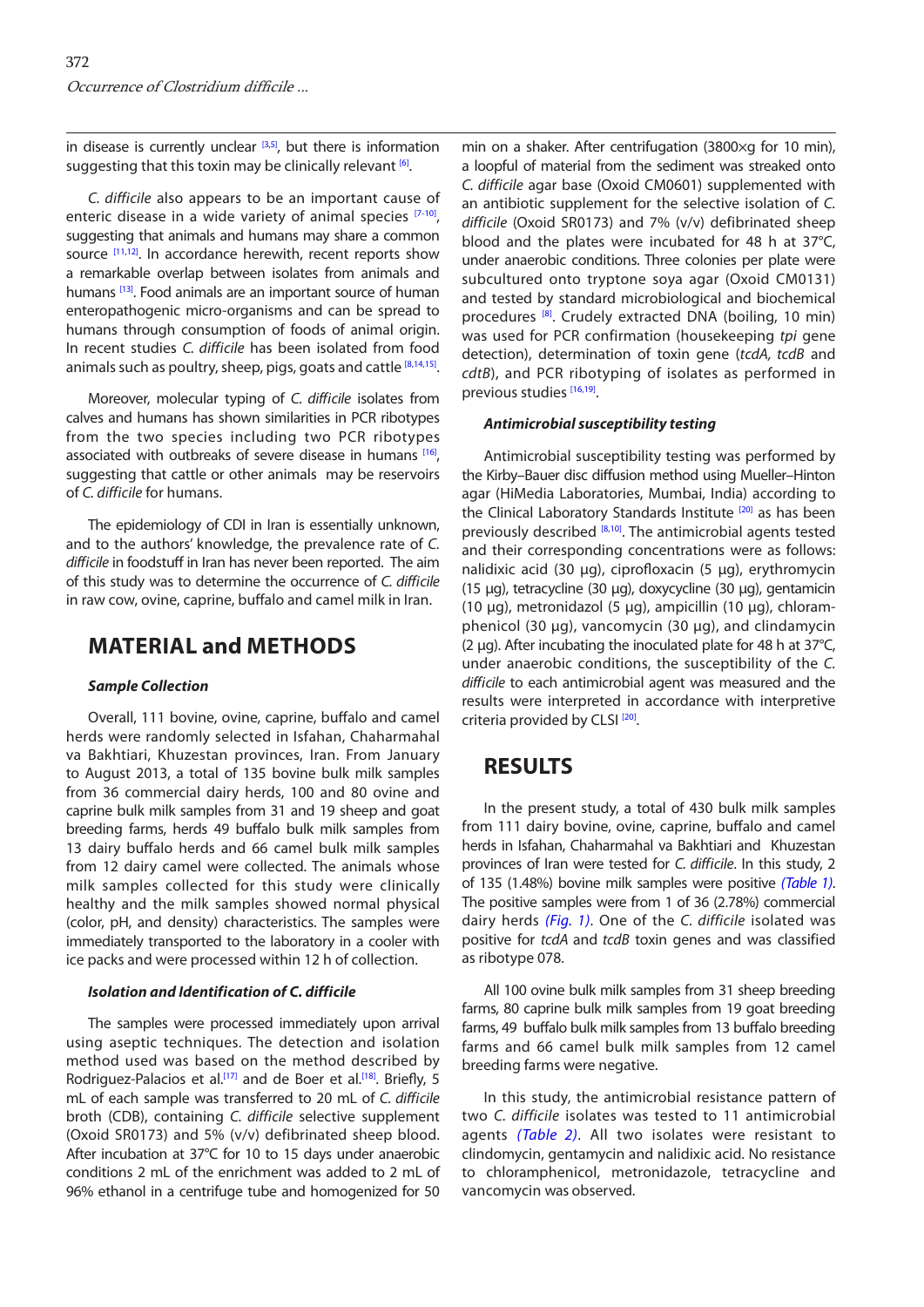in disease is currently unclear [3,5], but there is information suggesting that this toxin may be clinically relevant [6].

*C. difficile* also appears to be an important cause of enteric disease in a wide variety of animal species [7-10], suggesting that animals and humans may share a common source [11,12]. In accordance herewith, recent reports show a remarkable overlap between isolates from animals and humans [13]. Food animals are an important source of human enteropathogenic micro-organisms and can be spread to humans through consumption of foods of animal origin. In recent studies *C. difficile* has been isolated from food animals such as poultry, sheep, pigs, goats and cattle [8,14,15].

Moreover, molecular typing of *C. difficile* isolates from calves and humans has shown similarities in PCR ribotypes from the two species including two PCR ribotypes associated with outbreaks of severe disease in humans [16], suggesting that cattle or other animals may be reservoirs of *C. difficile* for humans.

The epidemiology of CDI in Iran is essentially unknown, and to the authors' knowledge, the prevalence rate of *C. difficile* in foodstuff in Iran has never been reported. The aim of this study was to determine the occurrence of *C. difficile* in raw cow, ovine, caprine, buffalo and camel milk in Iran.

## MATERIAL and METHODS

### *Sample Collection*

Overall, 111 bovine, ovine, caprine, buffalo and camel herds were randomly selected in Isfahan, Chaharmahal va Bakhtiari, Khuzestan provinces, Iran. From January to August 2013, a total of 135 bovine bulk milk samples from 36 commercial dairy herds, 100 and 80 ovine and caprine bulk milk samples from 31 and 19 sheep and goat breeding farms, herds 49 buffalo bulk milk samples from 13 dairy buffalo herds and 66 camel bulk milk samples from 12 dairy camel were collected. The animals whose milk samples collected for this study were clinically healthy and the milk samples showed normal physical (color, pH, and density) characteristics. The samples were immediately transported to the laboratory in a cooler with ice packs and were processed within 12 h of collection.

### *Isolation and Identification of C. difficile*

The samples were processed immediately upon arrival using aseptic techniques. The detection and isolation method used was based on the method described by Rodriguez-Palacios et al.[17] and de Boer et al.[18]. Briefly, 5 mL of each sample was transferred to 20 mL of *C. difficile* broth (CDB), containing *C. difficile* selective supplement (Oxoid SR0173) and 5% (v/v) defibrinated sheep blood. After incubation at 37°C for 10 to 15 days under anaerobic conditions 2 mL of the enrichment was added to 2 mL of 96% ethanol in a centrifuge tube and homogenized for 50 min on a shaker. After centrifugation (3800×g for 10 min), a loopful of material from the sediment was streaked onto *C. difficile* agar base (Oxoid CM0601) supplemented with an antibiotic supplement for the selective isolation of *C. difficile* (Oxoid SR0173) and 7% (v/v) defibrinated sheep blood and the plates were incubated for 48 h at 37°C, under anaerobic conditions. Three colonies per plate were subcultured onto tryptone soya agar (Oxoid CM0131) and tested by standard microbiological and biochemical procedures [8]. Crudely extracted DNA (boiling, 10 min) was used for PCR confirmation (housekeeping *tpi* gene detection), determination of toxin gene (*tcdA, tcdB* and *cdtB*), and PCR ribotyping of isolates as performed in previous studies [16,19].

### *Antimicrobial susceptibility testing*

Antimicrobial susceptibility testing was performed by the Kirby–Bauer disc diffusion method using Mueller–Hinton agar (HiMedia Laboratories, Mumbai, India) according to the Clinical Laboratory Standards Institute [20] as has been previously described [8,10]. The antimicrobial agents tested and their corresponding concentrations were as follows: nalidixic acid (30 µg), ciprofloxacin (5 µg), erythromycin (15 µg), tetracycline (30 µg), doxycycline (30 µg), gentamicin (10 µg), metronidazol (5 µg), ampicillin (10 µg), chloramphenicol (30 µg), vancomycin (30 µg), and clindamycin (2 µg). After incubating the inoculated plate for 48 h at 37°C, under anaerobic conditions, the susceptibility of the *C. difficile* to each antimicrobial agent was measured and the results were interpreted in accordance with interpretive criteria provided by CLSI [20].

## RESULTS

In the present study, a total of 430 bulk milk samples from 111 dairy bovine, ovine, caprine, buffalo and camel herds in Isfahan, Chaharmahal va Bakhtiari and Khuzestan provinces of Iran were tested for *C. difficile*. In this study, 2 of 135 (1.48%) bovine milk samples were positive *(Table 1)*. The positive samples were from 1 of 36 (2.78%) commercial dairy herds *(Fig. 1)*. One of the *C. difficile* isolated was positive for *tcdA* and *tcdB* toxin genes and was classified as ribotype 078.

All 100 ovine bulk milk samples from 31 sheep breeding farms, 80 caprine bulk milk samples from 19 goat breeding farms, 49 buffalo bulk milk samples from 13 buffalo breeding farms and 66 camel bulk milk samples from 12 camel breeding farms were negative.

In this study, the antimicrobial resistance pattern of two *C. difficile* isolates was tested to 11 antimicrobial agents *(Table 2)*. All two isolates were resistant to clindomycin, gentamycin and nalidixic acid. No resistance to chloramphenicol, metronidazole, tetracycline and vancomycin was observed.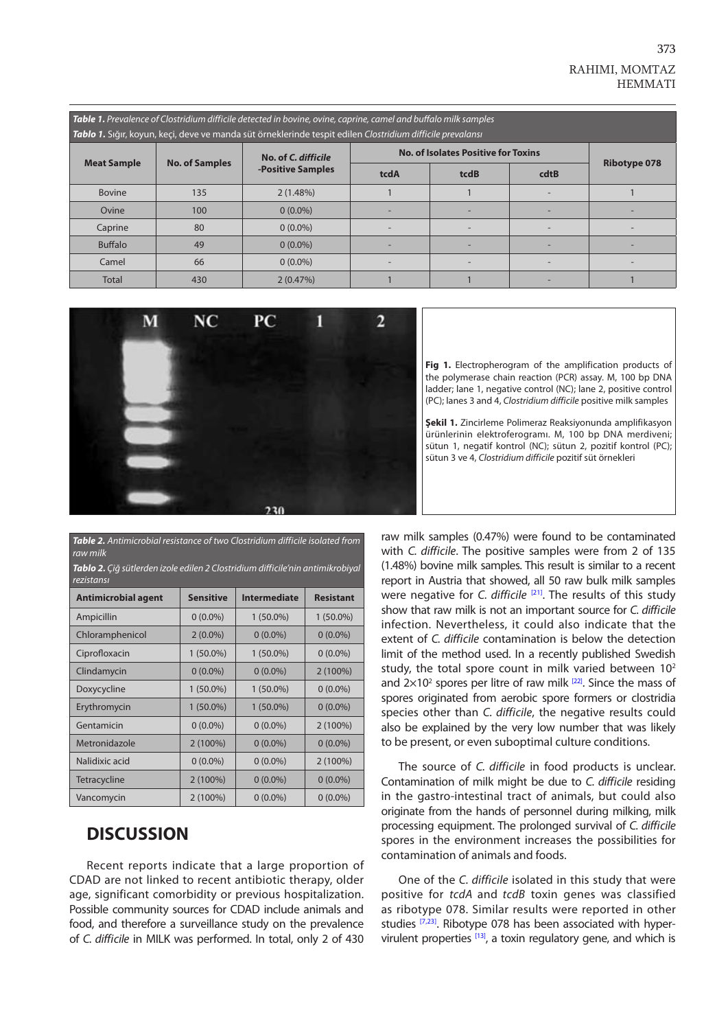**Table 1.** *Prevalence of Clostridium difficile detected in bovine, ovine, caprine, camel and buffalo milk samples*

**Tablo 1.** *Sığır, koyun, keçi, deve ve manda süt örneklerinde tespit edilen Clostridium difficile prevalansı*

| Meat Sample | No. of Samples | No. of *C. difficile* -Positive Samples | No. of Isolates Positive for Toxins | | | Ribotype 078 |
|---|---|---|---|---|---|---|
| | | | tcdA | tcdB | cdtB | |
| Bovine | 135 | 2 (1.48%) | 1 | 1 | - | 1 |
| Ovine | 100 | 0 (0.0%) | - | - | - | - |
| Caprine | 80 | 0 (0.0%) | - | - | - | - |
| Buffalo | 49 | 0 (0.0%) | - | - | - | - |
| Camel | 66 | 0 (0.0%) | - | - | - | - |
| Total | 430 | 2 (0.47%) | 1 | 1 | - | 1 |

**Fig 1.** Electropherogram of the amplification products of the polymerase chain reaction (PCR) assay. M, 100 bp DNA ladder; lane 1, negative control (NC); lane 2, positive control (PC); lanes 3 and 4, *Clostridium difficile* positive milk samples

**Şekil 1.** Zincirleme Polimeraz Reaksiyonunda amplifikasyon ürünlerinin elektroferogramı. M, 100 bp DNA merdiveni; sütun 1, negatif kontrol (NC); sütun 2, pozitif kontrol (PC); sütun 3 ve 4, *Clostridium difficile* pozitif süt örnekleri

**Table 2.** *Antimicrobial resistance of two Clostridium difficile isolated from raw milk*

**Tablo 2.** *Çiğ sütlerden izole edilen 2 Clostridium difficile'nin antimikrobiyal rezistansı*

| Antimicrobial agent | Sensitive | Intermediate | Resistant |
|---|---|---|---|
| Ampicillin | 0 (0.0%) | 1 (50.0%) | 1 (50.0%) |
| Chloramphenicol | 2 (0.0%) | 0 (0.0%) | 0 (0.0%) |
| Ciprofloxacin | 1 (50.0%) | 1 (50.0%) | 0 (0.0%) |
| Clindamycin | 0 (0.0%) | 0 (0.0%) | 2 (100%) |
| Doxycycline | 1 (50.0%) | 1 (50.0%) | 0 (0.0%) |
| Erythromycin | 1 (50.0%) | 1 (50.0%) | 0 (0.0%) |
| Gentamicin | 0 (0.0%) | 0 (0.0%) | 2 (100%) |
| Metronidazole | 2 (100%) | 0 (0.0%) | 0 (0.0%) |
| Nalidixic acid | 0 (0.0%) | 0 (0.0%) | 2 (100%) |
| Tetracycline | 2 (100%) | 0 (0.0%) | 0 (0.0%) |
| Vancomycin | 2 (100%) | 0 (0.0%) | 0 (0.0%) |

## DISCUSSION

Recent reports indicate that a large proportion of CDAD are not linked to recent antibiotic therapy, older age, significant comorbidity or previous hospitalization. Possible community sources for CDAD include animals and food, and therefore a surveillance study on the prevalence of *C. difficile* in MILK was performed. In total, only 2 of 430 raw milk samples (0.47%) were found to be contaminated with *C. difficile*. The positive samples were from 2 of 135 (1.48%) bovine milk samples. This result is similar to a recent report in Austria that showed, all 50 raw bulk milk samples were negative for *C. difficile* [21]. The results of this study show that raw milk is not an important source for *C. difficile* infection. Nevertheless, it could also indicate that the extent of *C. difficile* contamination is below the detection limit of the method used. In a recently published Swedish study, the total spore count in milk varied between $10^2$ and $2\times10^2$ spores per litre of raw milk [22]. Since the mass of spores originated from aerobic spore formers or clostridia species other than *C. difficile*, the negative results could also be explained by the very low number that was likely to be present, or even suboptimal culture conditions.

The source of *C. difficile* in food products is unclear. Contamination of milk might be due to *C. difficile* residing in the gastro-intestinal tract of animals, but could also originate from the hands of personnel during milking, milk processing equipment. The prolonged survival of *C. difficile* spores in the environment increases the possibilities for contamination of animals and foods.

One of the *C. difficile* isolated in this study that were positive for *tcdA* and *tcdB* toxin genes was classified as ribotype 078. Similar results were reported in other studies [7,23]. Ribotype 078 has been associated with hyper-virulent properties [13], a toxin regulatory gene, and which is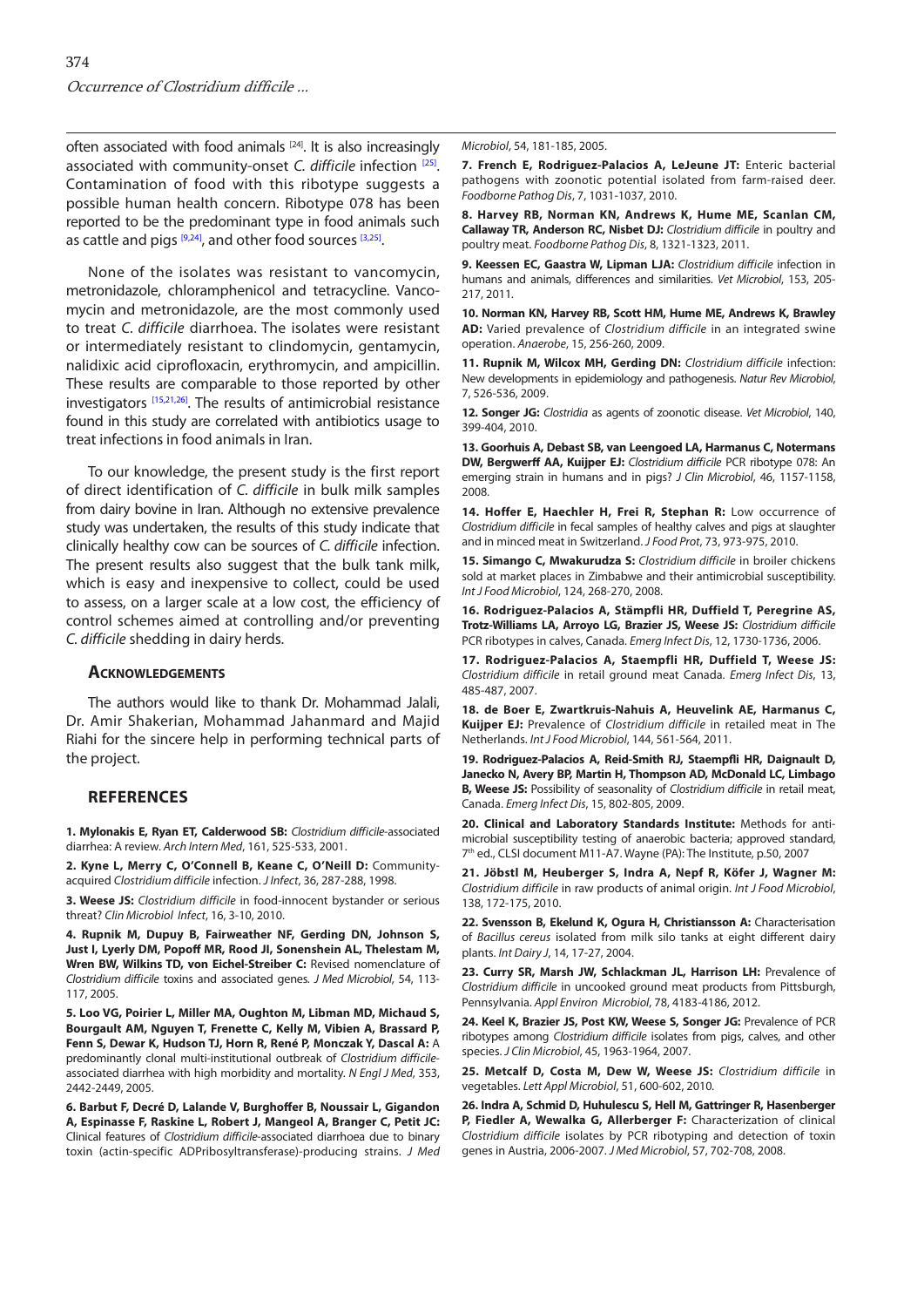often associated with food animals [24]. It is also increasingly associated with community-onset *C. difficile* infection [25]. Contamination of food with this ribotype suggests a possible human health concern. Ribotype 078 has been reported to be the predominant type in food animals such as cattle and pigs [9,24], and other food sources [3,25].

None of the isolates was resistant to vancomycin, metronidazole, chloramphenicol and tetracycline. Vancomycin and metronidazole, are the most commonly used to treat *C. difficile* diarrhoea. The isolates were resistant or intermediately resistant to clindomycin, gentamycin, nalidixic acid ciprofloxacin, erythromycin, and ampicillin. These results are comparable to those reported by other investigators [15,21,26]. The results of antimicrobial resistance found in this study are correlated with antibiotics usage to treat infections in food animals in Iran.

To our knowledge, the present study is the first report of direct identification of *C. difficile* in bulk milk samples from dairy bovine in Iran. Although no extensive prevalence study was undertaken, the results of this study indicate that clinically healthy cow can be sources of *C. difficile* infection. The present results also suggest that the bulk tank milk, which is easy and inexpensive to collect, could be used to assess, on a larger scale at a low cost, the efficiency of control schemes aimed at controlling and/or preventing *C. difficile* shedding in dairy herds.

## Acknowledgements

The authors would like to thank Dr. Mohammad Jalali, Dr. Amir Shakerian, Mohammad Jahanmard and Majid Riahi for the sincere help in performing technical parts of the project.

## REFERENCES

**1. Mylonakis E, Ryan ET, Calderwood SB:** *Clostridium difficile*-associated diarrhea: A review. *Arch Intern Med*, 161, 525-533, 2001.

**2. Kyne L, Merry C, O'Connell B, Keane C, O'Neill D:** Community-acquired *Clostridium difficile* infection. *J Infect*, 36, 287-288, 1998.

**3. Weese JS:** *Clostridium difficile* in food-innocent bystander or serious threat? *Clin Microbiol Infect*, 16, 3-10, 2010.

**4. Rupnik M, Dupuy B, Fairweather NF, Gerding DN, Johnson S, Just I, Lyerly DM, Popoff MR, Rood JI, Sonenshein AL, Thelestam M, Wren BW, Wilkins TD, von Eichel-Streiber C:** Revised nomenclature of *Clostridium difficile* toxins and associated genes. *J Med Microbiol*, 54, 113-117, 2005.

**5. Loo VG, Poirier L, Miller MA, Oughton M, Libman MD, Michaud S, Bourgault AM, Nguyen T, Frenette C, Kelly M, Vibien A, Brassard P, Fenn S, Dewar K, Hudson TJ, Horn R, René P, Monczak Y, Dascal A:** A predominantly clonal multi-institutional outbreak of *Clostridium difficile*-associated diarrhea with high morbidity and mortality. *N Engl J Med*, 353, 2442-2449, 2005.

**6. Barbut F, Decré D, Lalande V, Burghoffer B, Noussair L, Gigandon A, Espinasse F, Raskine L, Robert J, Mangeol A, Branger C, Petit JC:** Clinical features of *Clostridium difficile*-associated diarrhoea due to binary toxin (actin-specific ADPribosyltransferase)-producing strains. *J Med Microbiol*, 54, 181-185, 2005.

**7. French E, Rodriguez-Palacios A, LeJeune JT:** Enteric bacterial pathogens with zoonotic potential isolated from farm-raised deer. *Foodborne Pathog Dis*, 7, 1031-1037, 2010.

**8. Harvey RB, Norman KN, Andrews K, Hume ME, Scanlan CM, Callaway TR, Anderson RC, Nisbet DJ:** *Clostridium difficile* in poultry and poultry meat. *Foodborne Pathog Dis*, 8, 1321-1323, 2011.

**9. Keessen EC, Gaastra W, Lipman LJA:** *Clostridium difficile* infection in humans and animals, differences and similarities. *Vet Microbiol*, 153, 205-217, 2011.

**10. Norman KN, Harvey RB, Scott HM, Hume ME, Andrews K, Brawley AD:** Varied prevalence of *Clostridium difficile* in an integrated swine operation. *Anaerobe*, 15, 256-260, 2009.

**11. Rupnik M, Wilcox MH, Gerding DN:** *Clostridium difficile* infection: New developments in epidemiology and pathogenesis. *Natur Rev Microbiol*, 7, 526-536, 2009.

**12. Songer JG:** *Clostridia* as agents of zoonotic disease. *Vet Microbiol*, 140, 399-404, 2010.

**13. Goorhuis A, Debast SB, van Leengoed LA, Harmanus C, Notermans DW, Bergwerff AA, Kuijper EJ:** *Clostridium difficile* PCR ribotype 078: An emerging strain in humans and in pigs? *J Clin Microbiol*, 46, 1157-1158, 2008.

**14. Hoffer E, Haechler H, Frei R, Stephan R:** Low occurrence of *Clostridium difficile* in fecal samples of healthy calves and pigs at slaughter and in minced meat in Switzerland. *J Food Prot*, 73, 973-975, 2010.

**15. Simango C, Mwakurudza S:** *Clostridium difficile* in broiler chickens sold at market places in Zimbabwe and their antimicrobial susceptibility. *Int J Food Microbiol*, 124, 268-270, 2008.

**16. Rodriguez-Palacios A, Stämpfli HR, Duffield T, Peregrine AS, Trotz-Williams LA, Arroyo LG, Brazier JS, Weese JS:** *Clostridium difficile* PCR ribotypes in calves, Canada. *Emerg Infect Dis*, 12, 1730-1736, 2006.

**17. Rodriguez-Palacios A, Staempfli HR, Duffield T, Weese JS:** *Clostridium difficile* in retail ground meat Canada. *Emerg Infect Dis*, 13, 485-487, 2007.

**18. de Boer E, Zwartkruis-Nahuis A, Heuvelink AE, Harmanus C, Kuijper EJ:** Prevalence of *Clostridium difficile* in retailed meat in The Netherlands. *Int J Food Microbiol*, 144, 561-564, 2011.

**19. Rodriguez-Palacios A, Reid-Smith RJ, Staempfli HR, Daignault D, Janecko N, Avery BP, Martin H, Thompson AD, McDonald LC, Limbago B, Weese JS:** Possibility of seasonality of *Clostridium difficile* in retail meat, Canada. *Emerg Infect Dis*, 15, 802-805, 2009.

**20. Clinical and Laboratory Standards Institute:** Methods for antimicrobial susceptibility testing of anaerobic bacteria; approved standard, 7th ed., CLSI document M11-A7. Wayne (PA): The Institute, p.50, 2007

**21. Jöbstl M, Heuberger S, Indra A, Nepf R, Köfer J, Wagner M:** *Clostridium difficile* in raw products of animal origin. *Int J Food Microbiol*, 138, 172-175, 2010.

**22. Svensson B, Ekelund K, Ogura H, Christiansson A:** Characterisation of *Bacillus cereus* isolated from milk silo tanks at eight different dairy plants. *Int Dairy J*, 14, 17-27, 2004.

**23. Curry SR, Marsh JW, Schlackman JL, Harrison LH:** Prevalence of *Clostridium difficile* in uncooked ground meat products from Pittsburgh, Pennsylvania. *Appl Environ Microbiol*, 78, 4183-4186, 2012.

**24. Keel K, Brazier JS, Post KW, Weese S, Songer JG:** Prevalence of PCR ribotypes among *Clostridium difficile* isolates from pigs, calves, and other species. *J Clin Microbiol*, 45, 1963-1964, 2007.

**25. Metcalf D, Costa M, Dew W, Weese JS:** *Clostridium difficile* in vegetables. *Lett Appl Microbiol*, 51, 600-602, 2010.

**26. Indra A, Schmid D, Huhulescu S, Hell M, Gattringer R, Hasenberger P, Fiedler A, Wewalka G, Allerberger F:** Characterization of clinical *Clostridium difficile* isolates by PCR ribotyping and detection of toxin genes in Austria, 2006-2007. *J Med Microbiol*, 57, 702-708, 2008.